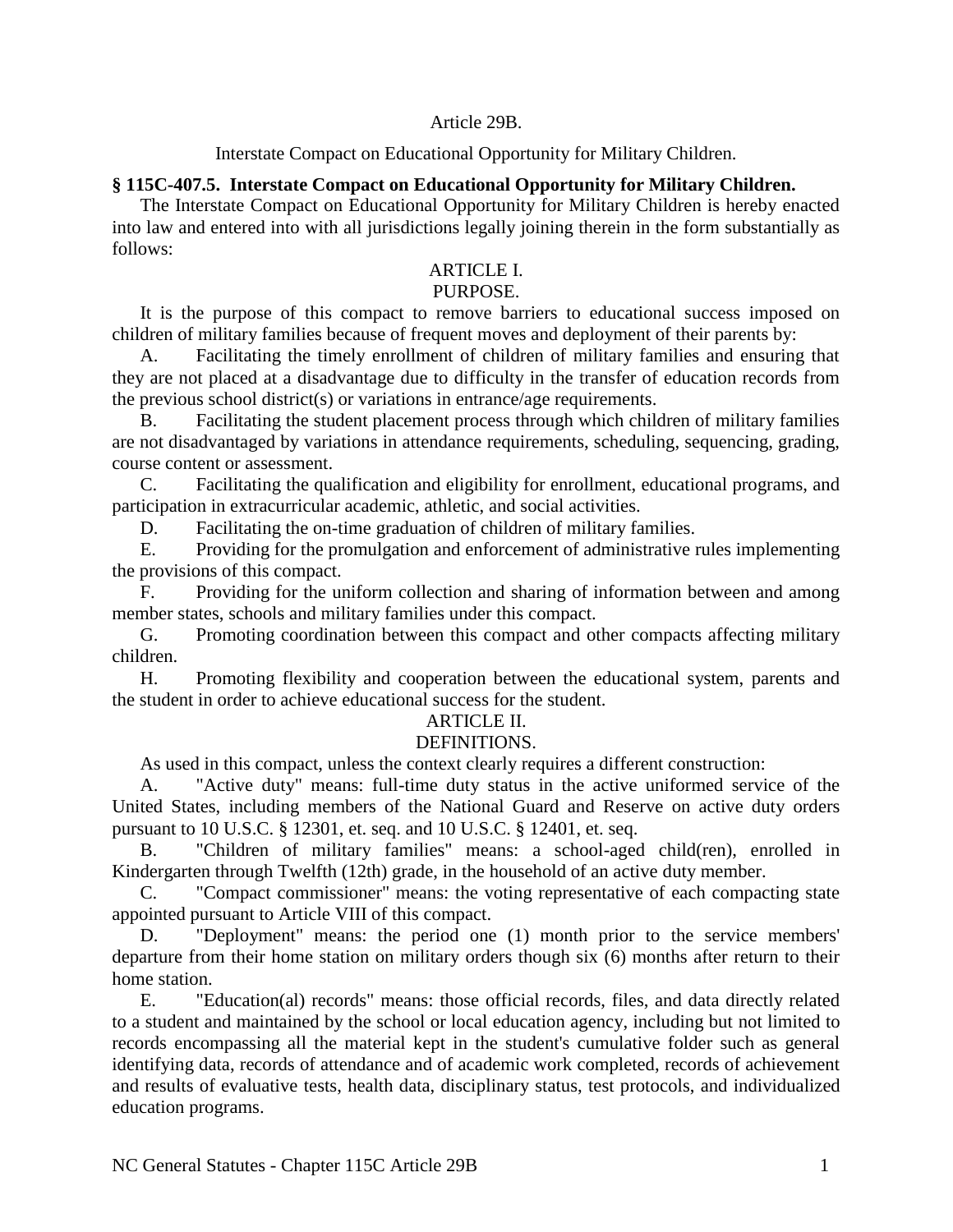Article 29B.

Interstate Compact on Educational Opportunity for Military Children.

**§ 115C-407.5. Interstate Compact on Educational Opportunity for Military Children.**

The Interstate Compact on Educational Opportunity for Military Children is hereby enacted into law and entered into with all jurisdictions legally joining therein in the form substantially as follows:

ARTICLE I.
PURPOSE.

It is the purpose of this compact to remove barriers to educational success imposed on children of military families because of frequent moves and deployment of their parents by:

A. Facilitating the timely enrollment of children of military families and ensuring that they are not placed at a disadvantage due to difficulty in the transfer of education records from the previous school district(s) or variations in entrance/age requirements.

B. Facilitating the student placement process through which children of military families are not disadvantaged by variations in attendance requirements, scheduling, sequencing, grading, course content or assessment.

C. Facilitating the qualification and eligibility for enrollment, educational programs, and participation in extracurricular academic, athletic, and social activities.

D. Facilitating the on-time graduation of children of military families.

E. Providing for the promulgation and enforcement of administrative rules implementing the provisions of this compact.

F. Providing for the uniform collection and sharing of information between and among member states, schools and military families under this compact.

G. Promoting coordination between this compact and other compacts affecting military children.

H. Promoting flexibility and cooperation between the educational system, parents and the student in order to achieve educational success for the student.

ARTICLE II.
DEFINITIONS.

As used in this compact, unless the context clearly requires a different construction:

A. "Active duty" means: full-time duty status in the active uniformed service of the United States, including members of the National Guard and Reserve on active duty orders pursuant to 10 U.S.C. § 12301, et. seq. and 10 U.S.C. § 12401, et. seq.

B. "Children of military families" means: a school-aged child(ren), enrolled in Kindergarten through Twelfth (12th) grade, in the household of an active duty member.

C. "Compact commissioner" means: the voting representative of each compacting state appointed pursuant to Article VIII of this compact.

D. "Deployment" means: the period one (1) month prior to the service members' departure from their home station on military orders though six (6) months after return to their home station.

E. "Education(al) records" means: those official records, files, and data directly related to a student and maintained by the school or local education agency, including but not limited to records encompassing all the material kept in the student's cumulative folder such as general identifying data, records of attendance and of academic work completed, records of achievement and results of evaluative tests, health data, disciplinary status, test protocols, and individualized education programs.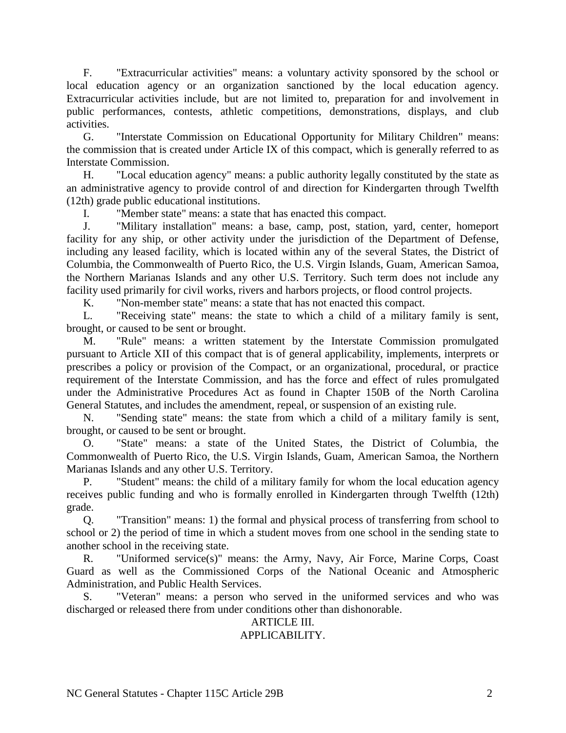F. "Extracurricular activities" means: a voluntary activity sponsored by the school or local education agency or an organization sanctioned by the local education agency. Extracurricular activities include, but are not limited to, preparation for and involvement in public performances, contests, athletic competitions, demonstrations, displays, and club activities.

G. "Interstate Commission on Educational Opportunity for Military Children" means: the commission that is created under Article IX of this compact, which is generally referred to as Interstate Commission.

H. "Local education agency" means: a public authority legally constituted by the state as an administrative agency to provide control of and direction for Kindergarten through Twelfth (12th) grade public educational institutions.

I. "Member state" means: a state that has enacted this compact.

J. "Military installation" means: a base, camp, post, station, yard, center, homeport facility for any ship, or other activity under the jurisdiction of the Department of Defense, including any leased facility, which is located within any of the several States, the District of Columbia, the Commonwealth of Puerto Rico, the U.S. Virgin Islands, Guam, American Samoa, the Northern Marianas Islands and any other U.S. Territory. Such term does not include any facility used primarily for civil works, rivers and harbors projects, or flood control projects.

K. "Non-member state" means: a state that has not enacted this compact.

L. "Receiving state" means: the state to which a child of a military family is sent, brought, or caused to be sent or brought.

M. "Rule" means: a written statement by the Interstate Commission promulgated pursuant to Article XII of this compact that is of general applicability, implements, interprets or prescribes a policy or provision of the Compact, or an organizational, procedural, or practice requirement of the Interstate Commission, and has the force and effect of rules promulgated under the Administrative Procedures Act as found in Chapter 150B of the North Carolina General Statutes, and includes the amendment, repeal, or suspension of an existing rule.

N. "Sending state" means: the state from which a child of a military family is sent, brought, or caused to be sent or brought.

O. "State" means: a state of the United States, the District of Columbia, the Commonwealth of Puerto Rico, the U.S. Virgin Islands, Guam, American Samoa, the Northern Marianas Islands and any other U.S. Territory.

P. "Student" means: the child of a military family for whom the local education agency receives public funding and who is formally enrolled in Kindergarten through Twelfth (12th) grade.

Q. "Transition" means: 1) the formal and physical process of transferring from school to school or 2) the period of time in which a student moves from one school in the sending state to another school in the receiving state.

R. "Uniformed service(s)" means: the Army, Navy, Air Force, Marine Corps, Coast Guard as well as the Commissioned Corps of the National Oceanic and Atmospheric Administration, and Public Health Services.

S. "Veteran" means: a person who served in the uniformed services and who was discharged or released there from under conditions other than dishonorable.

## ARTICLE III.
## APPLICABILITY.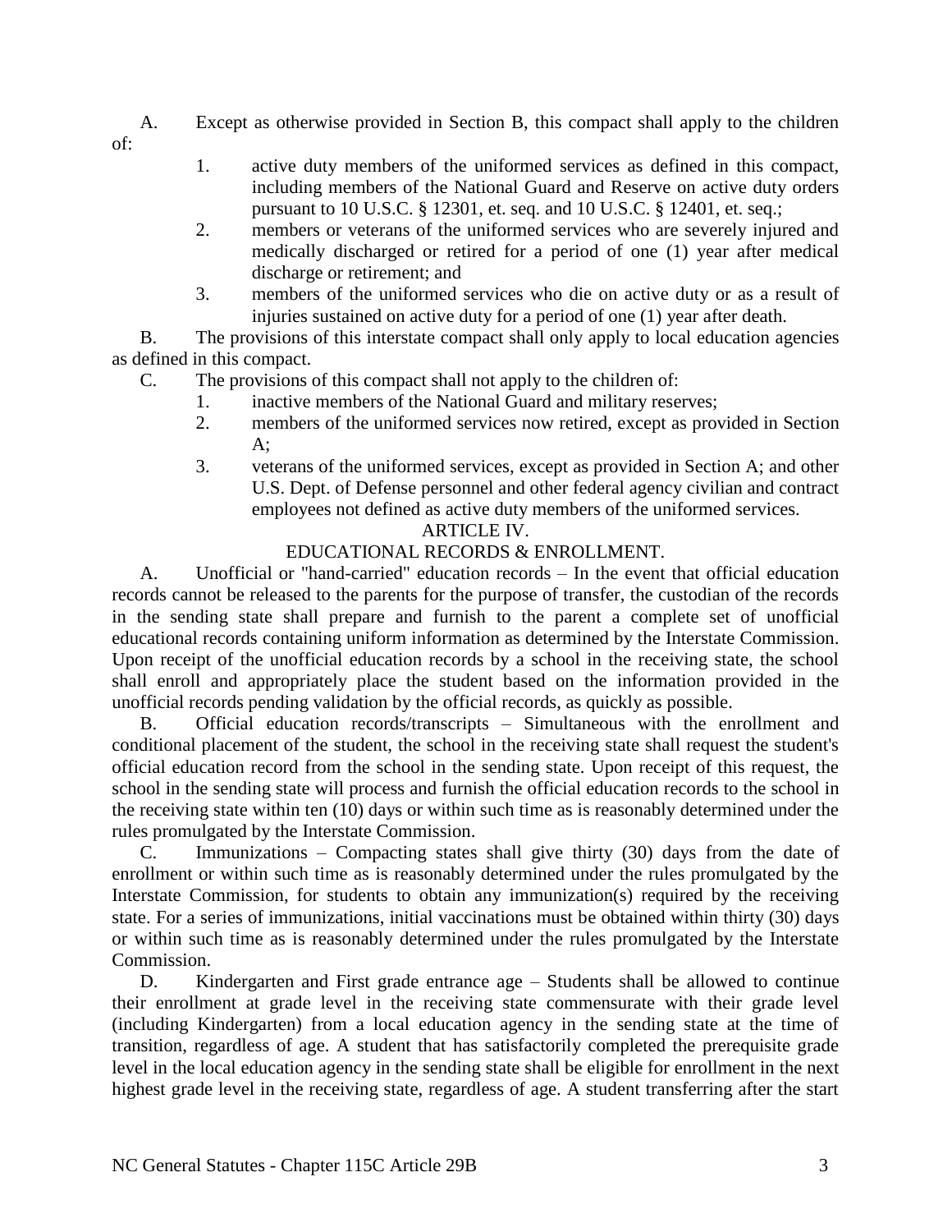A. Except as otherwise provided in Section B, this compact shall apply to the children of:

1. active duty members of the uniformed services as defined in this compact, including members of the National Guard and Reserve on active duty orders pursuant to 10 U.S.C. § 12301, et. seq. and 10 U.S.C. § 12401, et. seq.;
2. members or veterans of the uniformed services who are severely injured and medically discharged or retired for a period of one (1) year after medical discharge or retirement; and
3. members of the uniformed services who die on active duty or as a result of injuries sustained on active duty for a period of one (1) year after death.

B. The provisions of this interstate compact shall only apply to local education agencies as defined in this compact.

C. The provisions of this compact shall not apply to the children of:

1. inactive members of the National Guard and military reserves;
2. members of the uniformed services now retired, except as provided in Section A;
3. veterans of the uniformed services, except as provided in Section A; and other U.S. Dept. of Defense personnel and other federal agency civilian and contract employees not defined as active duty members of the uniformed services.

## ARTICLE IV.

## EDUCATIONAL RECORDS & ENROLLMENT.

A. Unofficial or "hand-carried" education records – In the event that official education records cannot be released to the parents for the purpose of transfer, the custodian of the records in the sending state shall prepare and furnish to the parent a complete set of unofficial educational records containing uniform information as determined by the Interstate Commission. Upon receipt of the unofficial education records by a school in the receiving state, the school shall enroll and appropriately place the student based on the information provided in the unofficial records pending validation by the official records, as quickly as possible.

B. Official education records/transcripts – Simultaneous with the enrollment and conditional placement of the student, the school in the receiving state shall request the student's official education record from the school in the sending state. Upon receipt of this request, the school in the sending state will process and furnish the official education records to the school in the receiving state within ten (10) days or within such time as is reasonably determined under the rules promulgated by the Interstate Commission.

C. Immunizations – Compacting states shall give thirty (30) days from the date of enrollment or within such time as is reasonably determined under the rules promulgated by the Interstate Commission, for students to obtain any immunization(s) required by the receiving state. For a series of immunizations, initial vaccinations must be obtained within thirty (30) days or within such time as is reasonably determined under the rules promulgated by the Interstate Commission.

D. Kindergarten and First grade entrance age – Students shall be allowed to continue their enrollment at grade level in the receiving state commensurate with their grade level (including Kindergarten) from a local education agency in the sending state at the time of transition, regardless of age. A student that has satisfactorily completed the prerequisite grade level in the local education agency in the sending state shall be eligible for enrollment in the next highest grade level in the receiving state, regardless of age. A student transferring after the start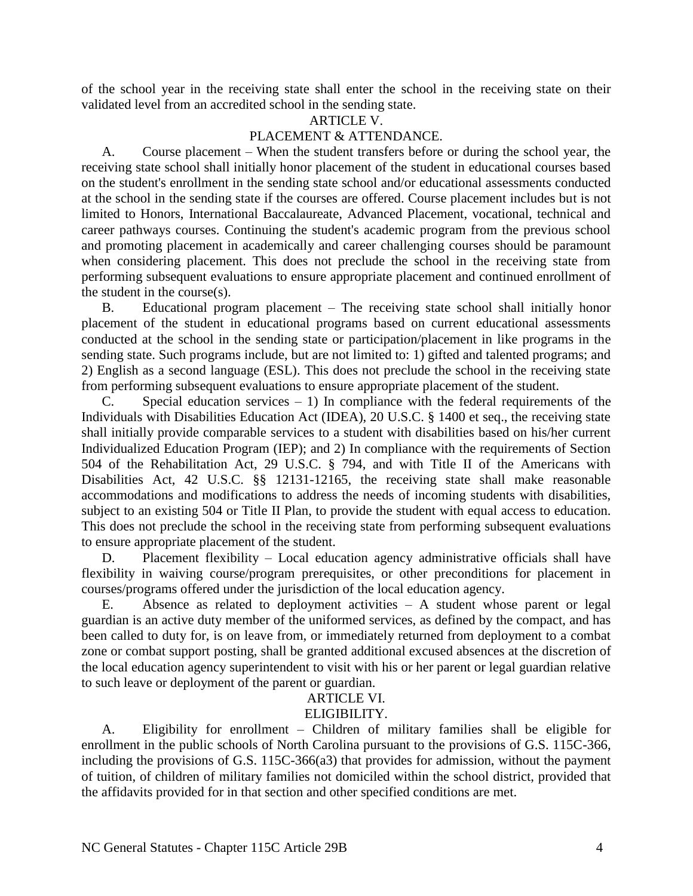of the school year in the receiving state shall enter the school in the receiving state on their validated level from an accredited school in the sending state.

ARTICLE V.

PLACEMENT & ATTENDANCE.

A. Course placement – When the student transfers before or during the school year, the receiving state school shall initially honor placement of the student in educational courses based on the student's enrollment in the sending state school and/or educational assessments conducted at the school in the sending state if the courses are offered. Course placement includes but is not limited to Honors, International Baccalaureate, Advanced Placement, vocational, technical and career pathways courses. Continuing the student's academic program from the previous school and promoting placement in academically and career challenging courses should be paramount when considering placement. This does not preclude the school in the receiving state from performing subsequent evaluations to ensure appropriate placement and continued enrollment of the student in the course(s).

B. Educational program placement – The receiving state school shall initially honor placement of the student in educational programs based on current educational assessments conducted at the school in the sending state or participation/placement in like programs in the sending state. Such programs include, but are not limited to: 1) gifted and talented programs; and 2) English as a second language (ESL). This does not preclude the school in the receiving state from performing subsequent evaluations to ensure appropriate placement of the student.

C. Special education services – 1) In compliance with the federal requirements of the Individuals with Disabilities Education Act (IDEA), 20 U.S.C. § 1400 et seq., the receiving state shall initially provide comparable services to a student with disabilities based on his/her current Individualized Education Program (IEP); and 2) In compliance with the requirements of Section 504 of the Rehabilitation Act, 29 U.S.C. § 794, and with Title II of the Americans with Disabilities Act, 42 U.S.C. §§ 12131-12165, the receiving state shall make reasonable accommodations and modifications to address the needs of incoming students with disabilities, subject to an existing 504 or Title II Plan, to provide the student with equal access to education. This does not preclude the school in the receiving state from performing subsequent evaluations to ensure appropriate placement of the student.

D. Placement flexibility – Local education agency administrative officials shall have flexibility in waiving course/program prerequisites, or other preconditions for placement in courses/programs offered under the jurisdiction of the local education agency.

E. Absence as related to deployment activities – A student whose parent or legal guardian is an active duty member of the uniformed services, as defined by the compact, and has been called to duty for, is on leave from, or immediately returned from deployment to a combat zone or combat support posting, shall be granted additional excused absences at the discretion of the local education agency superintendent to visit with his or her parent or legal guardian relative to such leave or deployment of the parent or guardian.

ARTICLE VI.

ELIGIBILITY.

A. Eligibility for enrollment – Children of military families shall be eligible for enrollment in the public schools of North Carolina pursuant to the provisions of G.S. 115C-366, including the provisions of G.S. 115C-366(a3) that provides for admission, without the payment of tuition, of children of military families not domiciled within the school district, provided that the affidavits provided for in that section and other specified conditions are met.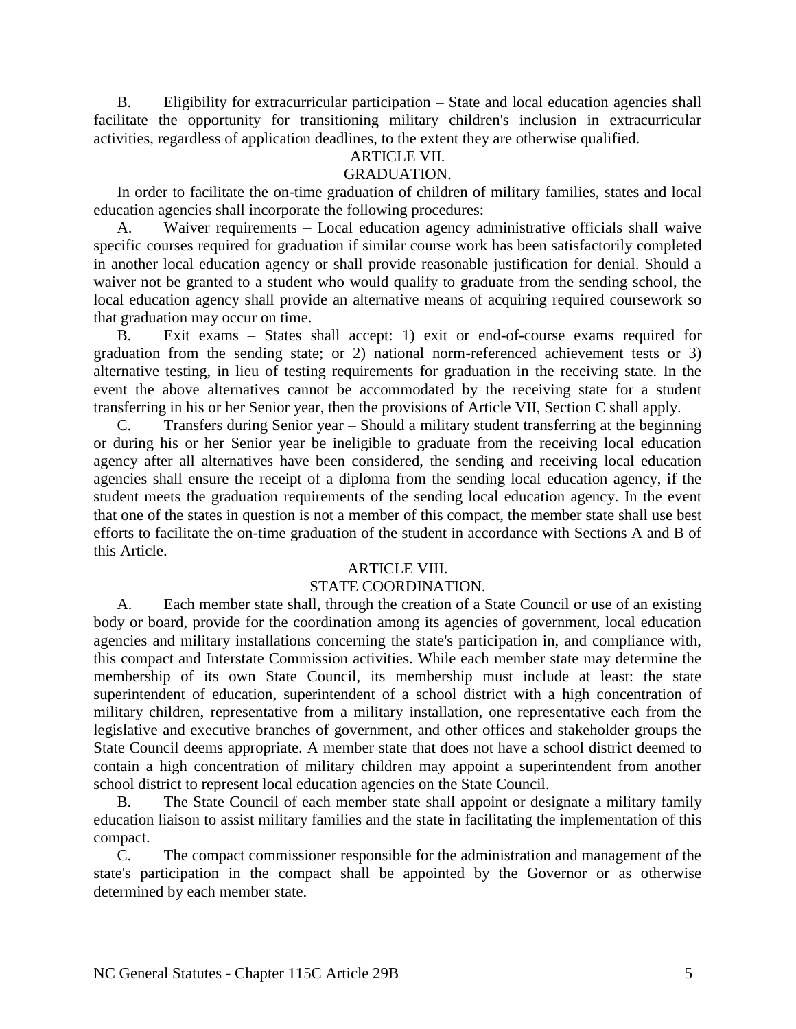B. Eligibility for extracurricular participation – State and local education agencies shall facilitate the opportunity for transitioning military children's inclusion in extracurricular activities, regardless of application deadlines, to the extent they are otherwise qualified.

## ARTICLE VII.
## GRADUATION.

In order to facilitate the on-time graduation of children of military families, states and local education agencies shall incorporate the following procedures:

A. Waiver requirements – Local education agency administrative officials shall waive specific courses required for graduation if similar course work has been satisfactorily completed in another local education agency or shall provide reasonable justification for denial. Should a waiver not be granted to a student who would qualify to graduate from the sending school, the local education agency shall provide an alternative means of acquiring required coursework so that graduation may occur on time.

B. Exit exams – States shall accept: 1) exit or end-of-course exams required for graduation from the sending state; or 2) national norm-referenced achievement tests or 3) alternative testing, in lieu of testing requirements for graduation in the receiving state. In the event the above alternatives cannot be accommodated by the receiving state for a student transferring in his or her Senior year, then the provisions of Article VII, Section C shall apply.

C. Transfers during Senior year – Should a military student transferring at the beginning or during his or her Senior year be ineligible to graduate from the receiving local education agency after all alternatives have been considered, the sending and receiving local education agencies shall ensure the receipt of a diploma from the sending local education agency, if the student meets the graduation requirements of the sending local education agency. In the event that one of the states in question is not a member of this compact, the member state shall use best efforts to facilitate the on-time graduation of the student in accordance with Sections A and B of this Article.

## ARTICLE VIII.
## STATE COORDINATION.

A. Each member state shall, through the creation of a State Council or use of an existing body or board, provide for the coordination among its agencies of government, local education agencies and military installations concerning the state's participation in, and compliance with, this compact and Interstate Commission activities. While each member state may determine the membership of its own State Council, its membership must include at least: the state superintendent of education, superintendent of a school district with a high concentration of military children, representative from a military installation, one representative each from the legislative and executive branches of government, and other offices and stakeholder groups the State Council deems appropriate. A member state that does not have a school district deemed to contain a high concentration of military children may appoint a superintendent from another school district to represent local education agencies on the State Council.

B. The State Council of each member state shall appoint or designate a military family education liaison to assist military families and the state in facilitating the implementation of this compact.

C. The compact commissioner responsible for the administration and management of the state's participation in the compact shall be appointed by the Governor or as otherwise determined by each member state.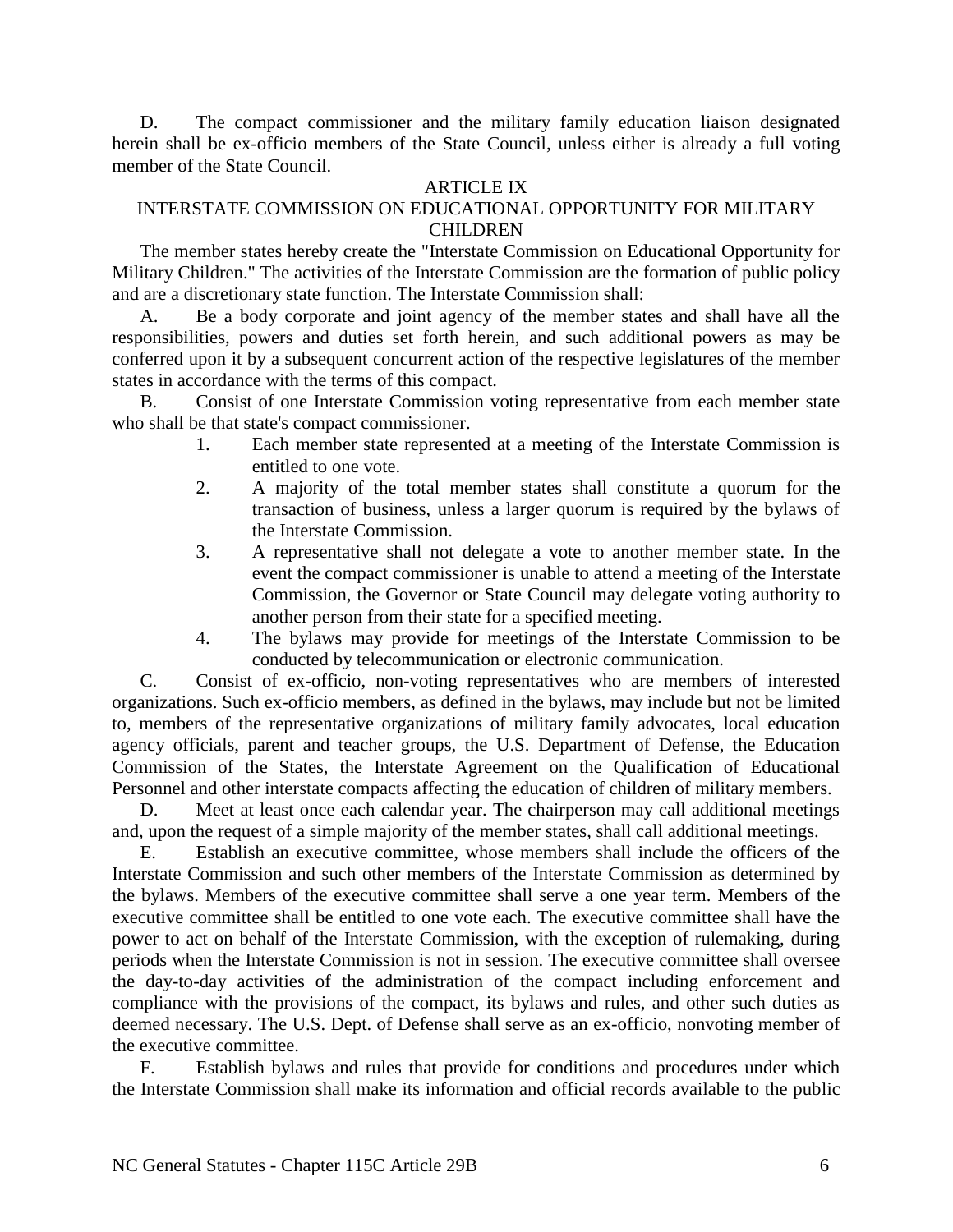D. The compact commissioner and the military family education liaison designated herein shall be ex-officio members of the State Council, unless either is already a full voting member of the State Council.

## ARTICLE IX
## INTERSTATE COMMISSION ON EDUCATIONAL OPPORTUNITY FOR MILITARY CHILDREN

The member states hereby create the "Interstate Commission on Educational Opportunity for Military Children." The activities of the Interstate Commission are the formation of public policy and are a discretionary state function. The Interstate Commission shall:

A. Be a body corporate and joint agency of the member states and shall have all the responsibilities, powers and duties set forth herein, and such additional powers as may be conferred upon it by a subsequent concurrent action of the respective legislatures of the member states in accordance with the terms of this compact.

B. Consist of one Interstate Commission voting representative from each member state who shall be that state's compact commissioner.

1. Each member state represented at a meeting of the Interstate Commission is entitled to one vote.
2. A majority of the total member states shall constitute a quorum for the transaction of business, unless a larger quorum is required by the bylaws of the Interstate Commission.
3. A representative shall not delegate a vote to another member state. In the event the compact commissioner is unable to attend a meeting of the Interstate Commission, the Governor or State Council may delegate voting authority to another person from their state for a specified meeting.
4. The bylaws may provide for meetings of the Interstate Commission to be conducted by telecommunication or electronic communication.

C. Consist of ex-officio, non-voting representatives who are members of interested organizations. Such ex-officio members, as defined in the bylaws, may include but not be limited to, members of the representative organizations of military family advocates, local education agency officials, parent and teacher groups, the U.S. Department of Defense, the Education Commission of the States, the Interstate Agreement on the Qualification of Educational Personnel and other interstate compacts affecting the education of children of military members.

D. Meet at least once each calendar year. The chairperson may call additional meetings and, upon the request of a simple majority of the member states, shall call additional meetings.

E. Establish an executive committee, whose members shall include the officers of the Interstate Commission and such other members of the Interstate Commission as determined by the bylaws. Members of the executive committee shall serve a one year term. Members of the executive committee shall be entitled to one vote each. The executive committee shall have the power to act on behalf of the Interstate Commission, with the exception of rulemaking, during periods when the Interstate Commission is not in session. The executive committee shall oversee the day-to-day activities of the administration of the compact including enforcement and compliance with the provisions of the compact, its bylaws and rules, and other such duties as deemed necessary. The U.S. Dept. of Defense shall serve as an ex-officio, nonvoting member of the executive committee.

F. Establish bylaws and rules that provide for conditions and procedures under which the Interstate Commission shall make its information and official records available to the public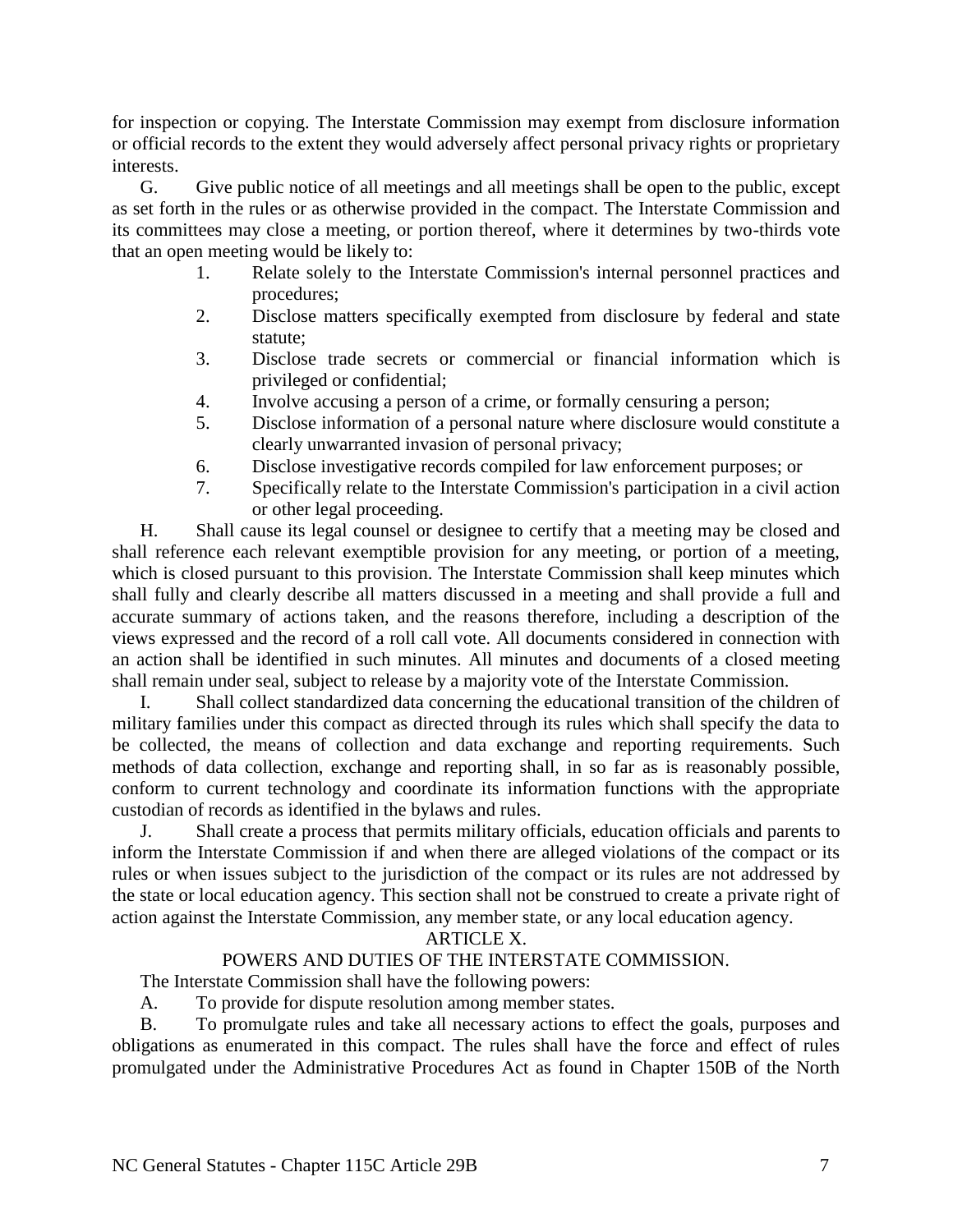for inspection or copying. The Interstate Commission may exempt from disclosure information or official records to the extent they would adversely affect personal privacy rights or proprietary interests.

G. Give public notice of all meetings and all meetings shall be open to the public, except as set forth in the rules or as otherwise provided in the compact. The Interstate Commission and its committees may close a meeting, or portion thereof, where it determines by two-thirds vote that an open meeting would be likely to:

1. Relate solely to the Interstate Commission's internal personnel practices and procedures;
2. Disclose matters specifically exempted from disclosure by federal and state statute;
3. Disclose trade secrets or commercial or financial information which is privileged or confidential;
4. Involve accusing a person of a crime, or formally censuring a person;
5. Disclose information of a personal nature where disclosure would constitute a clearly unwarranted invasion of personal privacy;
6. Disclose investigative records compiled for law enforcement purposes; or
7. Specifically relate to the Interstate Commission's participation in a civil action or other legal proceeding.

H. Shall cause its legal counsel or designee to certify that a meeting may be closed and shall reference each relevant exemptible provision for any meeting, or portion of a meeting, which is closed pursuant to this provision. The Interstate Commission shall keep minutes which shall fully and clearly describe all matters discussed in a meeting and shall provide a full and accurate summary of actions taken, and the reasons therefore, including a description of the views expressed and the record of a roll call vote. All documents considered in connection with an action shall be identified in such minutes. All minutes and documents of a closed meeting shall remain under seal, subject to release by a majority vote of the Interstate Commission.

I. Shall collect standardized data concerning the educational transition of the children of military families under this compact as directed through its rules which shall specify the data to be collected, the means of collection and data exchange and reporting requirements. Such methods of data collection, exchange and reporting shall, in so far as is reasonably possible, conform to current technology and coordinate its information functions with the appropriate custodian of records as identified in the bylaws and rules.

J. Shall create a process that permits military officials, education officials and parents to inform the Interstate Commission if and when there are alleged violations of the compact or its rules or when issues subject to the jurisdiction of the compact or its rules are not addressed by the state or local education agency. This section shall not be construed to create a private right of action against the Interstate Commission, any member state, or any local education agency.

ARTICLE X.

POWERS AND DUTIES OF THE INTERSTATE COMMISSION.

The Interstate Commission shall have the following powers:

A. To provide for dispute resolution among member states.

B. To promulgate rules and take all necessary actions to effect the goals, purposes and obligations as enumerated in this compact. The rules shall have the force and effect of rules promulgated under the Administrative Procedures Act as found in Chapter 150B of the North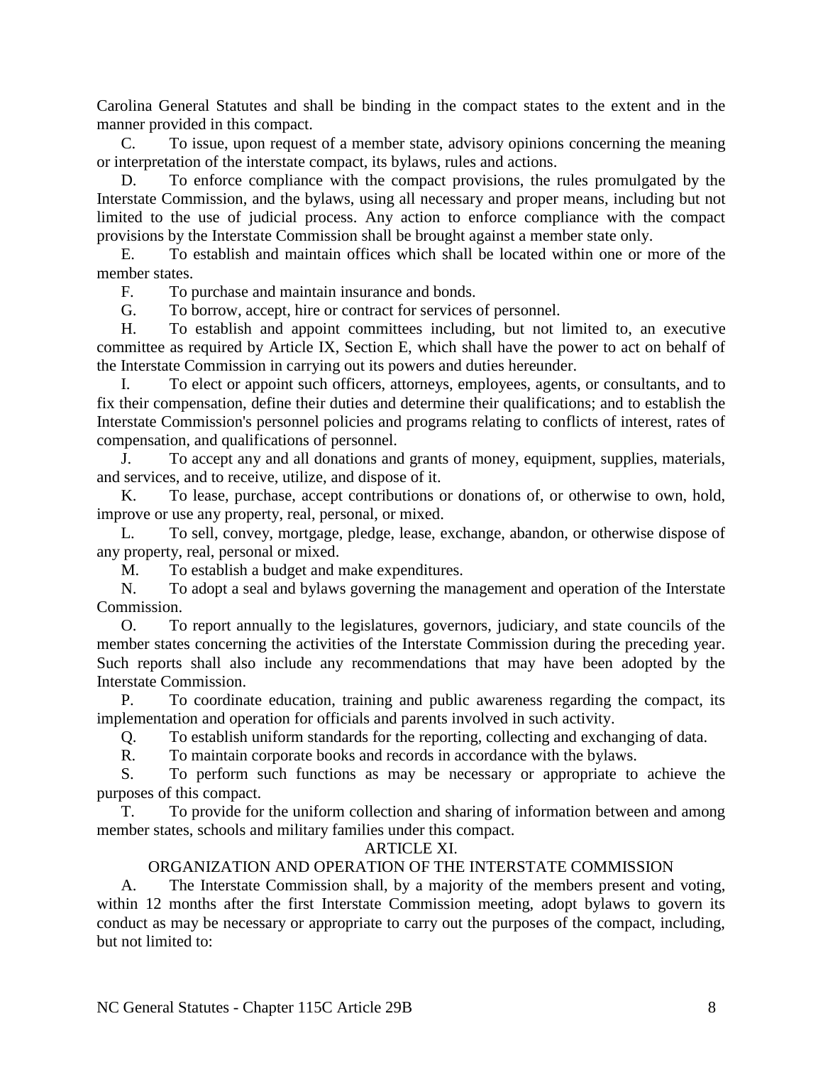Carolina General Statutes and shall be binding in the compact states to the extent and in the manner provided in this compact.

C. To issue, upon request of a member state, advisory opinions concerning the meaning or interpretation of the interstate compact, its bylaws, rules and actions.

D. To enforce compliance with the compact provisions, the rules promulgated by the Interstate Commission, and the bylaws, using all necessary and proper means, including but not limited to the use of judicial process. Any action to enforce compliance with the compact provisions by the Interstate Commission shall be brought against a member state only.

E. To establish and maintain offices which shall be located within one or more of the member states.

F. To purchase and maintain insurance and bonds.

G. To borrow, accept, hire or contract for services of personnel.

H. To establish and appoint committees including, but not limited to, an executive committee as required by Article IX, Section E, which shall have the power to act on behalf of the Interstate Commission in carrying out its powers and duties hereunder.

I. To elect or appoint such officers, attorneys, employees, agents, or consultants, and to fix their compensation, define their duties and determine their qualifications; and to establish the Interstate Commission's personnel policies and programs relating to conflicts of interest, rates of compensation, and qualifications of personnel.

J. To accept any and all donations and grants of money, equipment, supplies, materials, and services, and to receive, utilize, and dispose of it.

K. To lease, purchase, accept contributions or donations of, or otherwise to own, hold, improve or use any property, real, personal, or mixed.

L. To sell, convey, mortgage, pledge, lease, exchange, abandon, or otherwise dispose of any property, real, personal or mixed.

M. To establish a budget and make expenditures.

N. To adopt a seal and bylaws governing the management and operation of the Interstate Commission.

O. To report annually to the legislatures, governors, judiciary, and state councils of the member states concerning the activities of the Interstate Commission during the preceding year. Such reports shall also include any recommendations that may have been adopted by the Interstate Commission.

P. To coordinate education, training and public awareness regarding the compact, its implementation and operation for officials and parents involved in such activity.

Q. To establish uniform standards for the reporting, collecting and exchanging of data.

R. To maintain corporate books and records in accordance with the bylaws.

S. To perform such functions as may be necessary or appropriate to achieve the purposes of this compact.

T. To provide for the uniform collection and sharing of information between and among member states, schools and military families under this compact.

## ARTICLE XI.

## ORGANIZATION AND OPERATION OF THE INTERSTATE COMMISSION

A. The Interstate Commission shall, by a majority of the members present and voting, within 12 months after the first Interstate Commission meeting, adopt bylaws to govern its conduct as may be necessary or appropriate to carry out the purposes of the compact, including, but not limited to: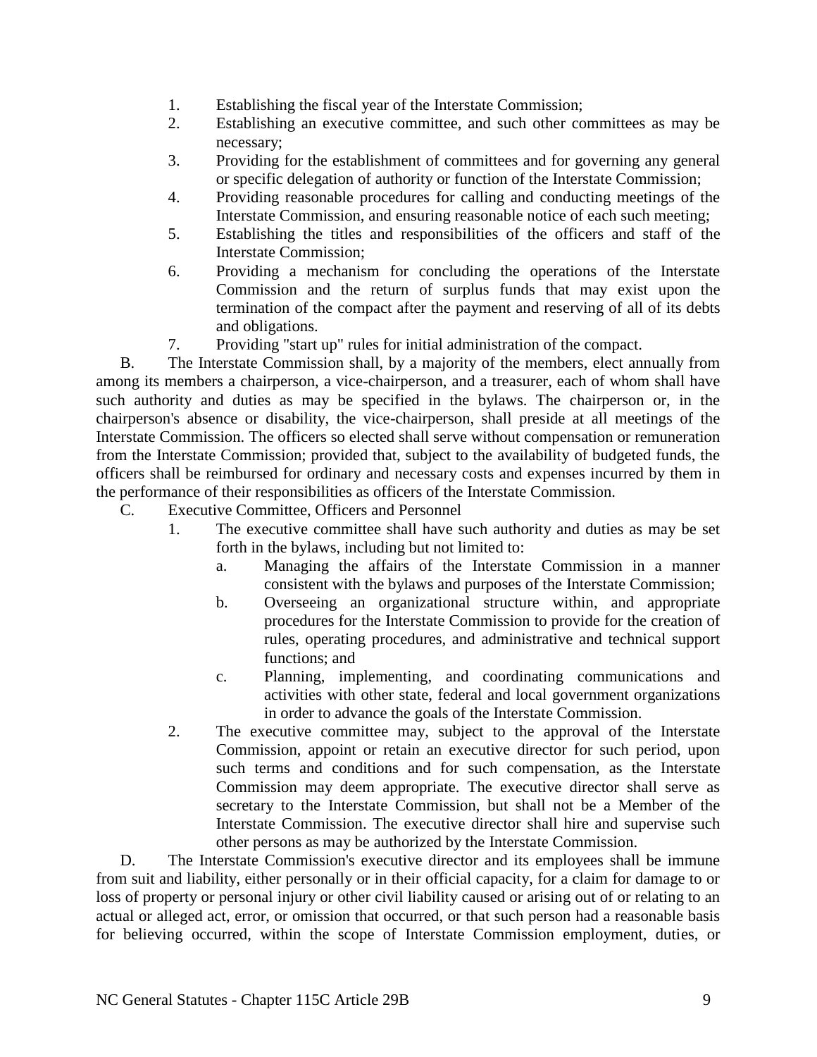1. Establishing the fiscal year of the Interstate Commission;
2. Establishing an executive committee, and such other committees as may be necessary;
3. Providing for the establishment of committees and for governing any general or specific delegation of authority or function of the Interstate Commission;
4. Providing reasonable procedures for calling and conducting meetings of the Interstate Commission, and ensuring reasonable notice of each such meeting;
5. Establishing the titles and responsibilities of the officers and staff of the Interstate Commission;
6. Providing a mechanism for concluding the operations of the Interstate Commission and the return of surplus funds that may exist upon the termination of the compact after the payment and reserving of all of its debts and obligations.
7. Providing "start up" rules for initial administration of the compact.

B. The Interstate Commission shall, by a majority of the members, elect annually from among its members a chairperson, a vice-chairperson, and a treasurer, each of whom shall have such authority and duties as may be specified in the bylaws. The chairperson or, in the chairperson's absence or disability, the vice-chairperson, shall preside at all meetings of the Interstate Commission. The officers so elected shall serve without compensation or remuneration from the Interstate Commission; provided that, subject to the availability of budgeted funds, the officers shall be reimbursed for ordinary and necessary costs and expenses incurred by them in the performance of their responsibilities as officers of the Interstate Commission.

C. Executive Committee, Officers and Personnel

1. The executive committee shall have such authority and duties as may be set forth in the bylaws, including but not limited to:
   a. Managing the affairs of the Interstate Commission in a manner consistent with the bylaws and purposes of the Interstate Commission;
   b. Overseeing an organizational structure within, and appropriate procedures for the Interstate Commission to provide for the creation of rules, operating procedures, and administrative and technical support functions; and
   c. Planning, implementing, and coordinating communications and activities with other state, federal and local government organizations in order to advance the goals of the Interstate Commission.
2. The executive committee may, subject to the approval of the Interstate Commission, appoint or retain an executive director for such period, upon such terms and conditions and for such compensation, as the Interstate Commission may deem appropriate. The executive director shall serve as secretary to the Interstate Commission, but shall not be a Member of the Interstate Commission. The executive director shall hire and supervise such other persons as may be authorized by the Interstate Commission.

D. The Interstate Commission's executive director and its employees shall be immune from suit and liability, either personally or in their official capacity, for a claim for damage to or loss of property or personal injury or other civil liability caused or arising out of or relating to an actual or alleged act, error, or omission that occurred, or that such person had a reasonable basis for believing occurred, within the scope of Interstate Commission employment, duties, or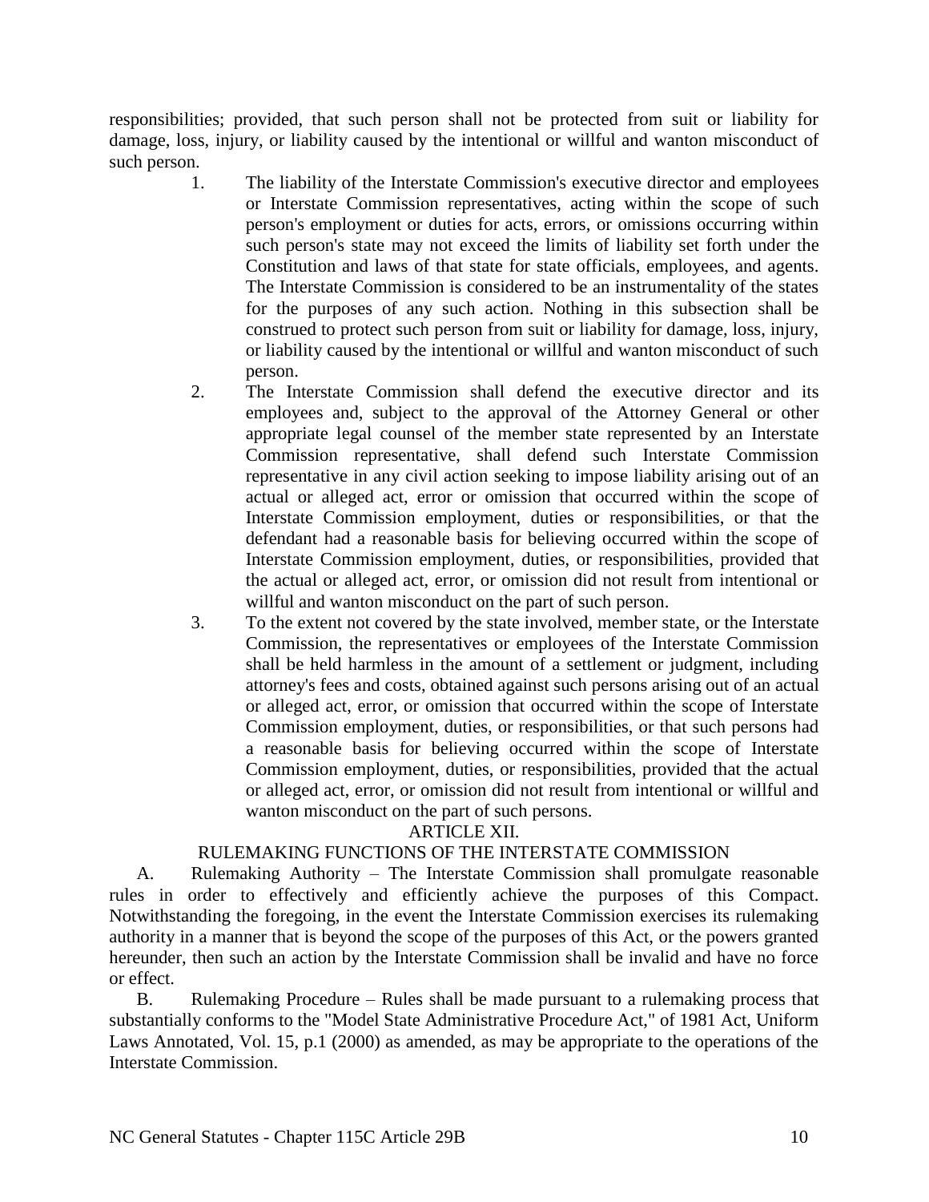responsibilities; provided, that such person shall not be protected from suit or liability for damage, loss, injury, or liability caused by the intentional or willful and wanton misconduct of such person.

1. The liability of the Interstate Commission's executive director and employees or Interstate Commission representatives, acting within the scope of such person's employment or duties for acts, errors, or omissions occurring within such person's state may not exceed the limits of liability set forth under the Constitution and laws of that state for state officials, employees, and agents. The Interstate Commission is considered to be an instrumentality of the states for the purposes of any such action. Nothing in this subsection shall be construed to protect such person from suit or liability for damage, loss, injury, or liability caused by the intentional or willful and wanton misconduct of such person.
2. The Interstate Commission shall defend the executive director and its employees and, subject to the approval of the Attorney General or other appropriate legal counsel of the member state represented by an Interstate Commission representative, shall defend such Interstate Commission representative in any civil action seeking to impose liability arising out of an actual or alleged act, error or omission that occurred within the scope of Interstate Commission employment, duties or responsibilities, or that the defendant had a reasonable basis for believing occurred within the scope of Interstate Commission employment, duties, or responsibilities, provided that the actual or alleged act, error, or omission did not result from intentional or willful and wanton misconduct on the part of such person.
3. To the extent not covered by the state involved, member state, or the Interstate Commission, the representatives or employees of the Interstate Commission shall be held harmless in the amount of a settlement or judgment, including attorney's fees and costs, obtained against such persons arising out of an actual or alleged act, error, or omission that occurred within the scope of Interstate Commission employment, duties, or responsibilities, or that such persons had a reasonable basis for believing occurred within the scope of Interstate Commission employment, duties, or responsibilities, provided that the actual or alleged act, error, or omission did not result from intentional or willful and wanton misconduct on the part of such persons.

## ARTICLE XII.

## RULEMAKING FUNCTIONS OF THE INTERSTATE COMMISSION

A. Rulemaking Authority – The Interstate Commission shall promulgate reasonable rules in order to effectively and efficiently achieve the purposes of this Compact. Notwithstanding the foregoing, in the event the Interstate Commission exercises its rulemaking authority in a manner that is beyond the scope of the purposes of this Act, or the powers granted hereunder, then such an action by the Interstate Commission shall be invalid and have no force or effect.

B. Rulemaking Procedure – Rules shall be made pursuant to a rulemaking process that substantially conforms to the "Model State Administrative Procedure Act," of 1981 Act, Uniform Laws Annotated, Vol. 15, p.1 (2000) as amended, as may be appropriate to the operations of the Interstate Commission.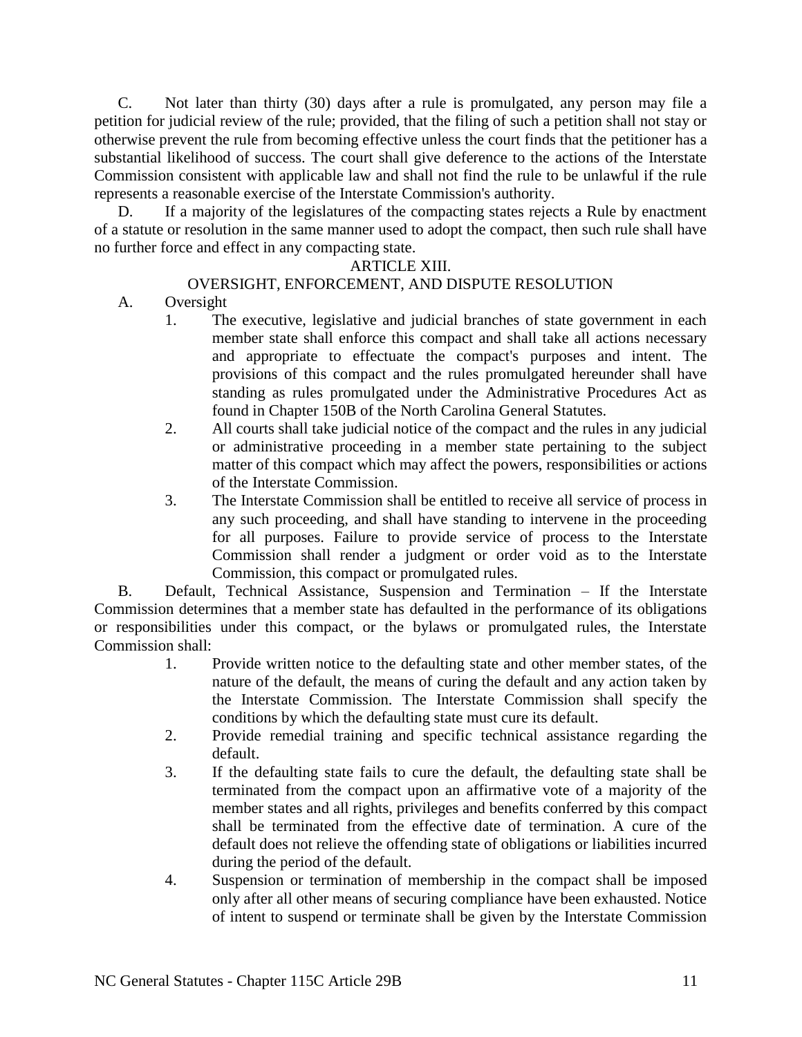C. Not later than thirty (30) days after a rule is promulgated, any person may file a petition for judicial review of the rule; provided, that the filing of such a petition shall not stay or otherwise prevent the rule from becoming effective unless the court finds that the petitioner has a substantial likelihood of success. The court shall give deference to the actions of the Interstate Commission consistent with applicable law and shall not find the rule to be unlawful if the rule represents a reasonable exercise of the Interstate Commission's authority.

D. If a majority of the legislatures of the compacting states rejects a Rule by enactment of a statute or resolution in the same manner used to adopt the compact, then such rule shall have no further force and effect in any compacting state.

ARTICLE XIII.

OVERSIGHT, ENFORCEMENT, AND DISPUTE RESOLUTION

A. Oversight

1. The executive, legislative and judicial branches of state government in each member state shall enforce this compact and shall take all actions necessary and appropriate to effectuate the compact's purposes and intent. The provisions of this compact and the rules promulgated hereunder shall have standing as rules promulgated under the Administrative Procedures Act as found in Chapter 150B of the North Carolina General Statutes.
2. All courts shall take judicial notice of the compact and the rules in any judicial or administrative proceeding in a member state pertaining to the subject matter of this compact which may affect the powers, responsibilities or actions of the Interstate Commission.
3. The Interstate Commission shall be entitled to receive all service of process in any such proceeding, and shall have standing to intervene in the proceeding for all purposes. Failure to provide service of process to the Interstate Commission shall render a judgment or order void as to the Interstate Commission, this compact or promulgated rules.

B. Default, Technical Assistance, Suspension and Termination – If the Interstate Commission determines that a member state has defaulted in the performance of its obligations or responsibilities under this compact, or the bylaws or promulgated rules, the Interstate Commission shall:

1. Provide written notice to the defaulting state and other member states, of the nature of the default, the means of curing the default and any action taken by the Interstate Commission. The Interstate Commission shall specify the conditions by which the defaulting state must cure its default.
2. Provide remedial training and specific technical assistance regarding the default.
3. If the defaulting state fails to cure the default, the defaulting state shall be terminated from the compact upon an affirmative vote of a majority of the member states and all rights, privileges and benefits conferred by this compact shall be terminated from the effective date of termination. A cure of the default does not relieve the offending state of obligations or liabilities incurred during the period of the default.
4. Suspension or termination of membership in the compact shall be imposed only after all other means of securing compliance have been exhausted. Notice of intent to suspend or terminate shall be given by the Interstate Commission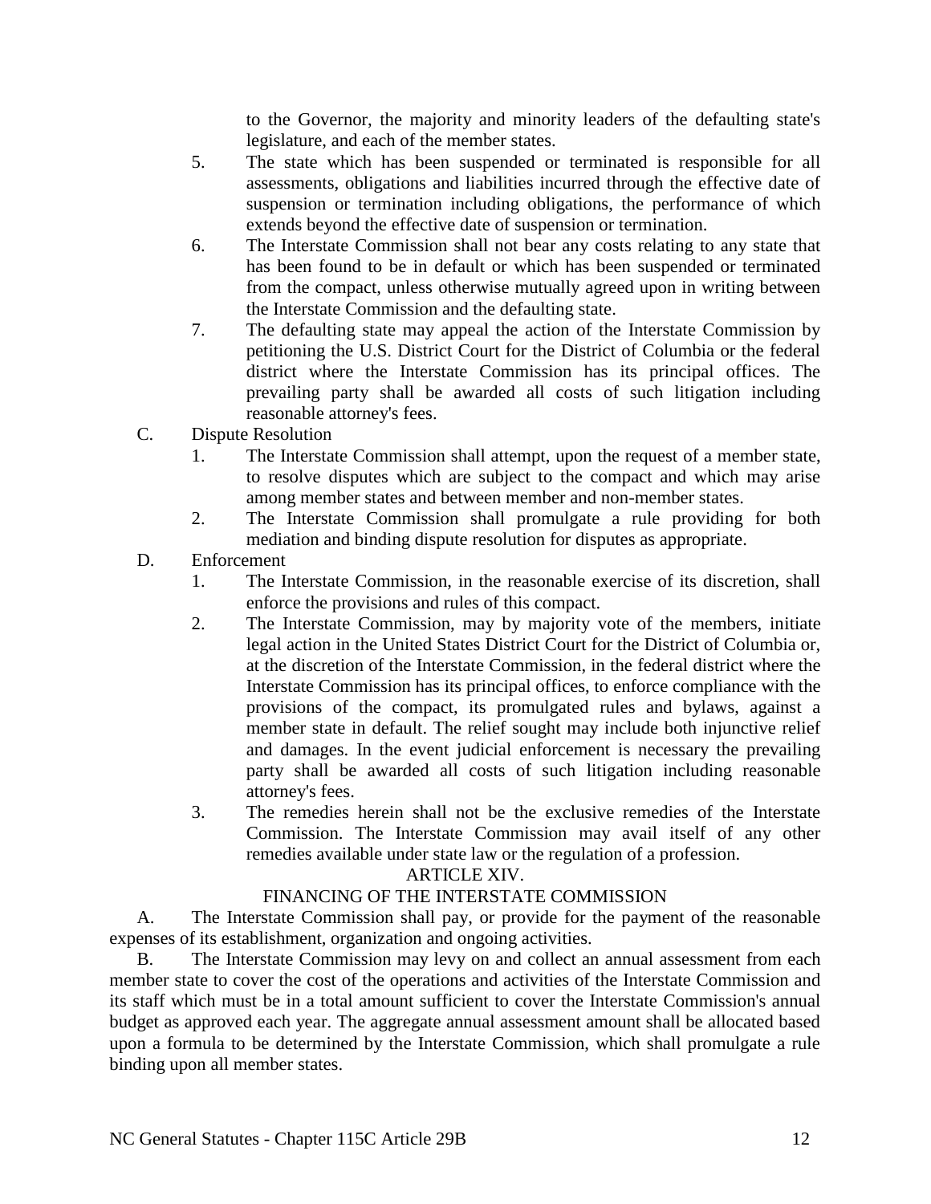to the Governor, the majority and minority leaders of the defaulting state's legislature, and each of the member states.

5. The state which has been suspended or terminated is responsible for all assessments, obligations and liabilities incurred through the effective date of suspension or termination including obligations, the performance of which extends beyond the effective date of suspension or termination.
6. The Interstate Commission shall not bear any costs relating to any state that has been found to be in default or which has been suspended or terminated from the compact, unless otherwise mutually agreed upon in writing between the Interstate Commission and the defaulting state.
7. The defaulting state may appeal the action of the Interstate Commission by petitioning the U.S. District Court for the District of Columbia or the federal district where the Interstate Commission has its principal offices. The prevailing party shall be awarded all costs of such litigation including reasonable attorney's fees.

C. Dispute Resolution

1. The Interstate Commission shall attempt, upon the request of a member state, to resolve disputes which are subject to the compact and which may arise among member states and between member and non-member states.
2. The Interstate Commission shall promulgate a rule providing for both mediation and binding dispute resolution for disputes as appropriate.

D. Enforcement

1. The Interstate Commission, in the reasonable exercise of its discretion, shall enforce the provisions and rules of this compact.
2. The Interstate Commission, may by majority vote of the members, initiate legal action in the United States District Court for the District of Columbia or, at the discretion of the Interstate Commission, in the federal district where the Interstate Commission has its principal offices, to enforce compliance with the provisions of the compact, its promulgated rules and bylaws, against a member state in default. The relief sought may include both injunctive relief and damages. In the event judicial enforcement is necessary the prevailing party shall be awarded all costs of such litigation including reasonable attorney's fees.
3. The remedies herein shall not be the exclusive remedies of the Interstate Commission. The Interstate Commission may avail itself of any other remedies available under state law or the regulation of a profession.

ARTICLE XIV.

FINANCING OF THE INTERSTATE COMMISSION

A. The Interstate Commission shall pay, or provide for the payment of the reasonable expenses of its establishment, organization and ongoing activities.

B. The Interstate Commission may levy on and collect an annual assessment from each member state to cover the cost of the operations and activities of the Interstate Commission and its staff which must be in a total amount sufficient to cover the Interstate Commission's annual budget as approved each year. The aggregate annual assessment amount shall be allocated based upon a formula to be determined by the Interstate Commission, which shall promulgate a rule binding upon all member states.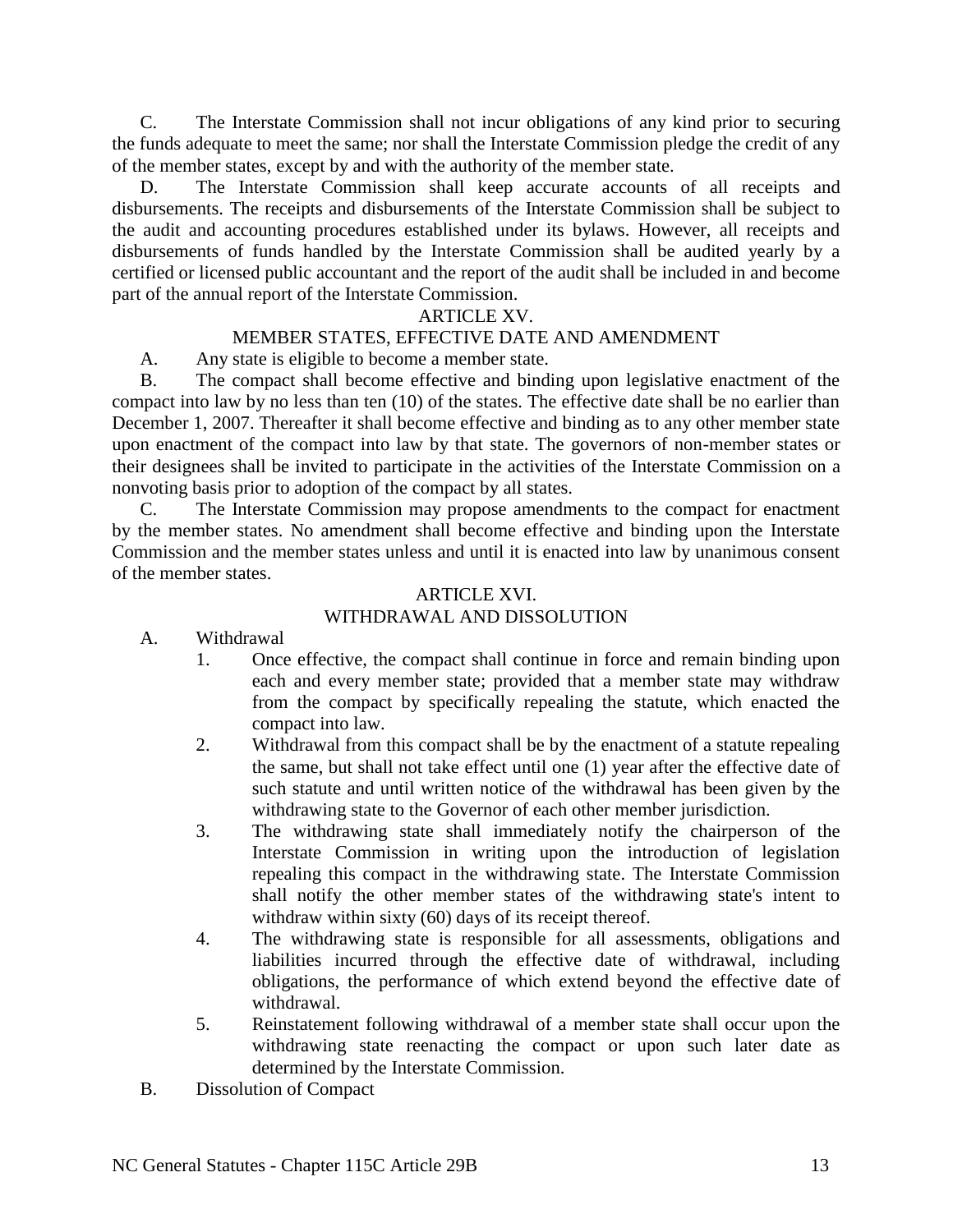C. The Interstate Commission shall not incur obligations of any kind prior to securing the funds adequate to meet the same; nor shall the Interstate Commission pledge the credit of any of the member states, except by and with the authority of the member state.

D. The Interstate Commission shall keep accurate accounts of all receipts and disbursements. The receipts and disbursements of the Interstate Commission shall be subject to the audit and accounting procedures established under its bylaws. However, all receipts and disbursements of funds handled by the Interstate Commission shall be audited yearly by a certified or licensed public accountant and the report of the audit shall be included in and become part of the annual report of the Interstate Commission.

ARTICLE XV.

MEMBER STATES, EFFECTIVE DATE AND AMENDMENT

A. Any state is eligible to become a member state.

B. The compact shall become effective and binding upon legislative enactment of the compact into law by no less than ten (10) of the states. The effective date shall be no earlier than December 1, 2007. Thereafter it shall become effective and binding as to any other member state upon enactment of the compact into law by that state. The governors of non-member states or their designees shall be invited to participate in the activities of the Interstate Commission on a nonvoting basis prior to adoption of the compact by all states.

C. The Interstate Commission may propose amendments to the compact for enactment by the member states. No amendment shall become effective and binding upon the Interstate Commission and the member states unless and until it is enacted into law by unanimous consent of the member states.

ARTICLE XVI.

WITHDRAWAL AND DISSOLUTION

A. Withdrawal

1. Once effective, the compact shall continue in force and remain binding upon each and every member state; provided that a member state may withdraw from the compact by specifically repealing the statute, which enacted the compact into law.
2. Withdrawal from this compact shall be by the enactment of a statute repealing the same, but shall not take effect until one (1) year after the effective date of such statute and until written notice of the withdrawal has been given by the withdrawing state to the Governor of each other member jurisdiction.
3. The withdrawing state shall immediately notify the chairperson of the Interstate Commission in writing upon the introduction of legislation repealing this compact in the withdrawing state. The Interstate Commission shall notify the other member states of the withdrawing state's intent to withdraw within sixty (60) days of its receipt thereof.
4. The withdrawing state is responsible for all assessments, obligations and liabilities incurred through the effective date of withdrawal, including obligations, the performance of which extend beyond the effective date of withdrawal.
5. Reinstatement following withdrawal of a member state shall occur upon the withdrawing state reenacting the compact or upon such later date as determined by the Interstate Commission.

B. Dissolution of Compact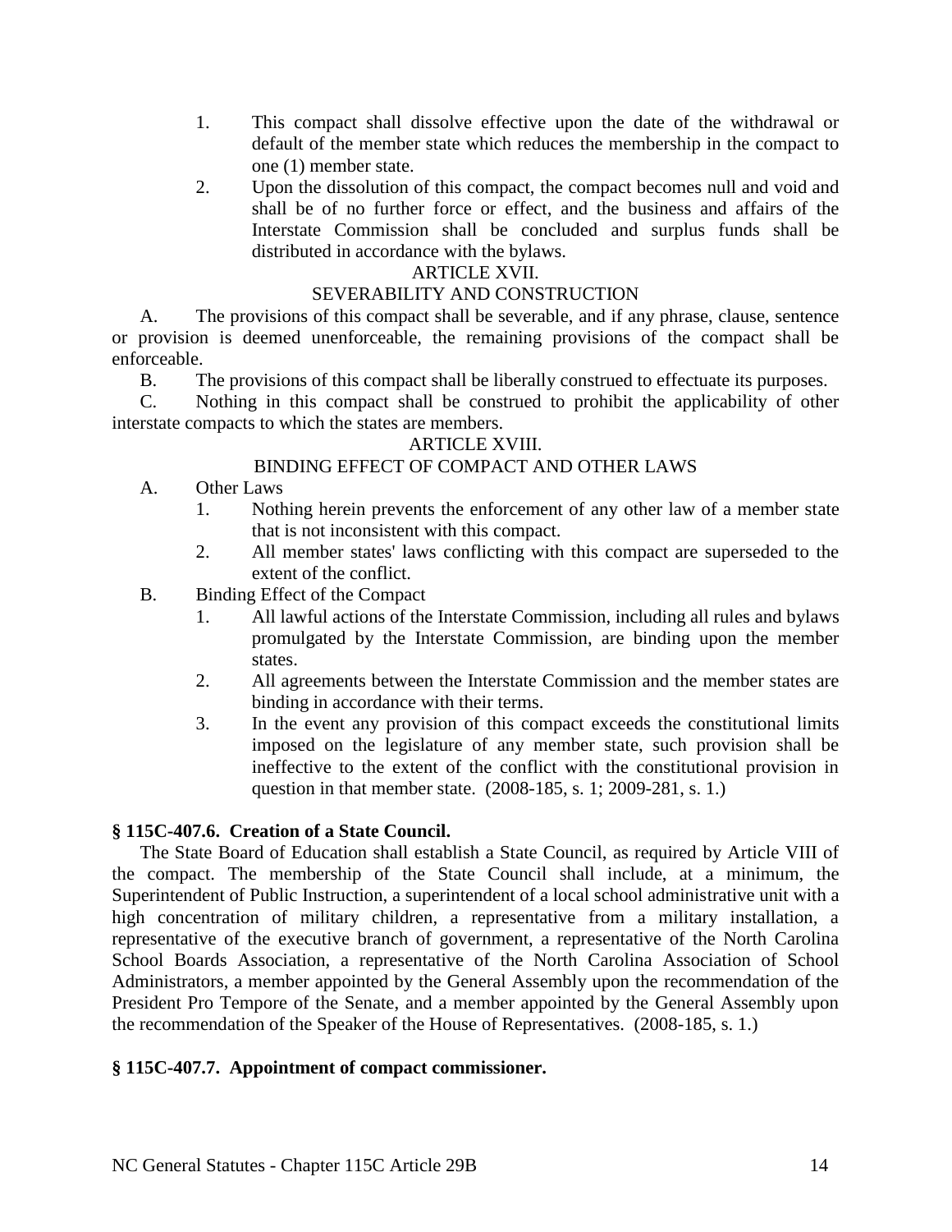1. This compact shall dissolve effective upon the date of the withdrawal or default of the member state which reduces the membership in the compact to one (1) member state.
2. Upon the dissolution of this compact, the compact becomes null and void and shall be of no further force or effect, and the business and affairs of the Interstate Commission shall be concluded and surplus funds shall be distributed in accordance with the bylaws.

ARTICLE XVII.

SEVERABILITY AND CONSTRUCTION

A. The provisions of this compact shall be severable, and if any phrase, clause, sentence or provision is deemed unenforceable, the remaining provisions of the compact shall be enforceable.

B. The provisions of this compact shall be liberally construed to effectuate its purposes.

C. Nothing in this compact shall be construed to prohibit the applicability of other interstate compacts to which the states are members.

ARTICLE XVIII.

BINDING EFFECT OF COMPACT AND OTHER LAWS

A. Other Laws

1. Nothing herein prevents the enforcement of any other law of a member state that is not inconsistent with this compact.
2. All member states' laws conflicting with this compact are superseded to the extent of the conflict.

B. Binding Effect of the Compact

1. All lawful actions of the Interstate Commission, including all rules and bylaws promulgated by the Interstate Commission, are binding upon the member states.
2. All agreements between the Interstate Commission and the member states are binding in accordance with their terms.
3. In the event any provision of this compact exceeds the constitutional limits imposed on the legislature of any member state, such provision shall be ineffective to the extent of the conflict with the constitutional provision in question in that member state. (2008-185, s. 1; 2009-281, s. 1.)

**§ 115C-407.6. Creation of a State Council.**

The State Board of Education shall establish a State Council, as required by Article VIII of the compact. The membership of the State Council shall include, at a minimum, the Superintendent of Public Instruction, a superintendent of a local school administrative unit with a high concentration of military children, a representative from a military installation, a representative of the executive branch of government, a representative of the North Carolina School Boards Association, a representative of the North Carolina Association of School Administrators, a member appointed by the General Assembly upon the recommendation of the President Pro Tempore of the Senate, and a member appointed by the General Assembly upon the recommendation of the Speaker of the House of Representatives. (2008-185, s. 1.)

**§ 115C-407.7. Appointment of compact commissioner.**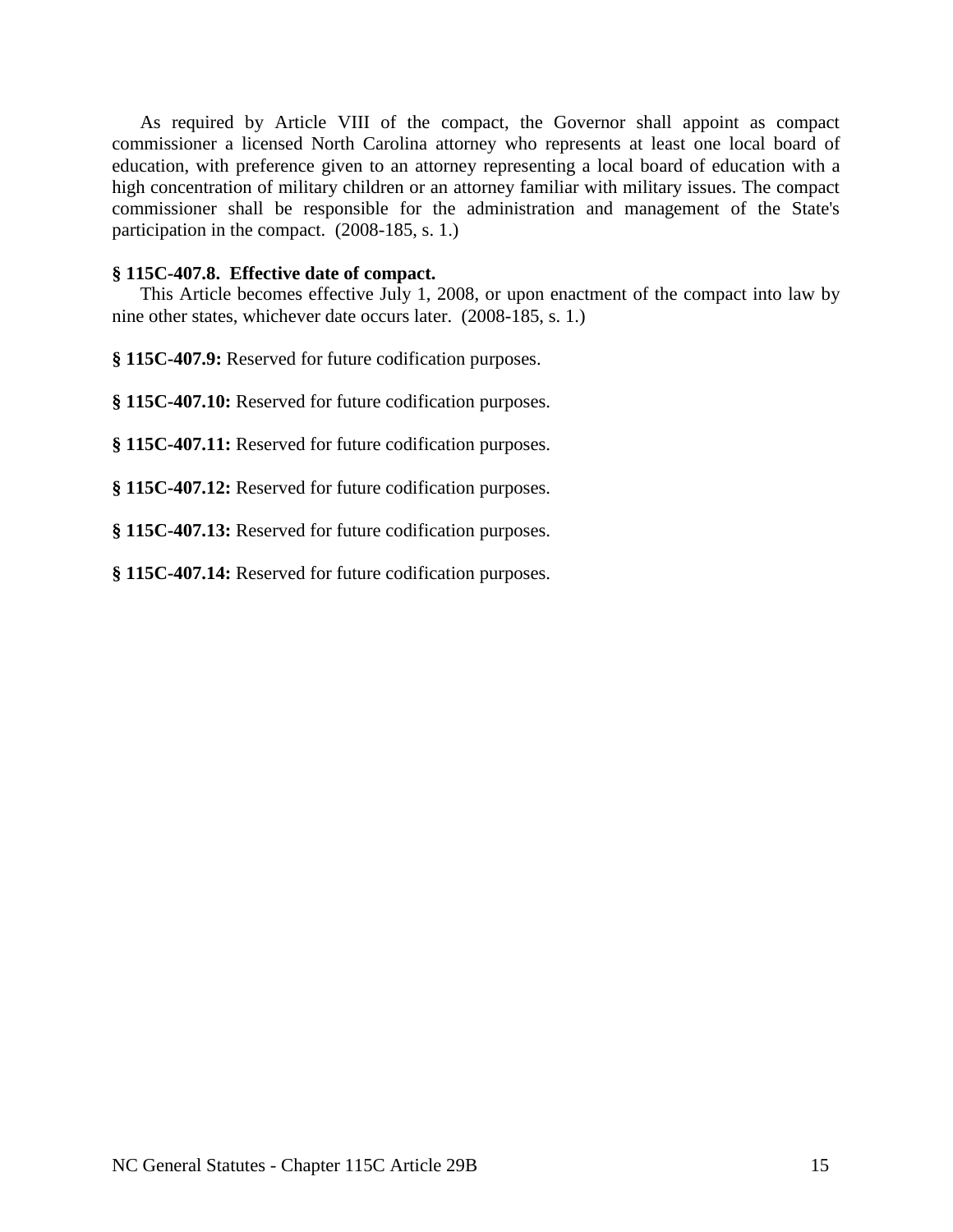As required by Article VIII of the compact, the Governor shall appoint as compact commissioner a licensed North Carolina attorney who represents at least one local board of education, with preference given to an attorney representing a local board of education with a high concentration of military children or an attorney familiar with military issues. The compact commissioner shall be responsible for the administration and management of the State's participation in the compact. (2008-185, s. 1.)

**§ 115C-407.8. Effective date of compact.**

This Article becomes effective July 1, 2008, or upon enactment of the compact into law by nine other states, whichever date occurs later. (2008-185, s. 1.)

**§ 115C-407.9:** Reserved for future codification purposes.

**§ 115C-407.10:** Reserved for future codification purposes.

**§ 115C-407.11:** Reserved for future codification purposes.

**§ 115C-407.12:** Reserved for future codification purposes.

**§ 115C-407.13:** Reserved for future codification purposes.

**§ 115C-407.14:** Reserved for future codification purposes.